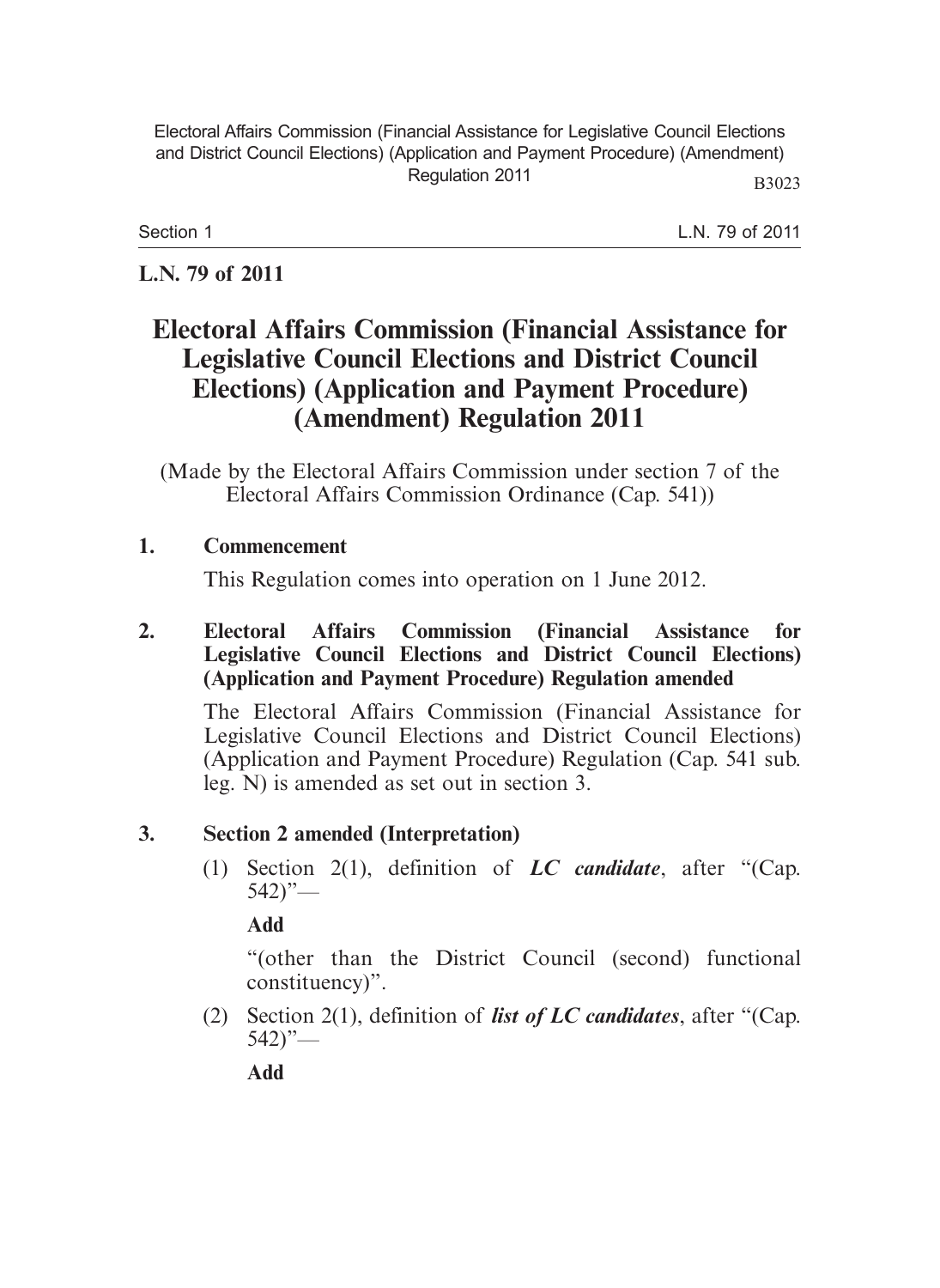**L.N. 79 of 2011**

# Electoral Affairs Commission (Financial Assistance for Legislative Council Elections and District Council Elections) (Application and Payment Procedure) (Amendment) Regulation 2011

(Made by the Electoral Affairs Commission under section 7 of the Electoral Affairs Commission Ordinance (Cap. 541))

**1. Commencement**

This Regulation comes into operation on 1 June 2012.

**2. Electoral Affairs Commission (Financial Assistance for Legislative Council Elections and District Council Elections) (Application and Payment Procedure) Regulation amended**

The Electoral Affairs Commission (Financial Assistance for Legislative Council Elections and District Council Elections) (Application and Payment Procedure) Regulation (Cap. 541 sub. leg. N) is amended as set out in section 3.

**3. Section 2 amended (Interpretation)**

(1) Section 2(1), definition of ***LC candidate***, after "(Cap. 542)"—

**Add**

"(other than the District Council (second) functional constituency)".

(2) Section 2(1), definition of ***list of LC candidates***, after "(Cap. 542)"—

**Add**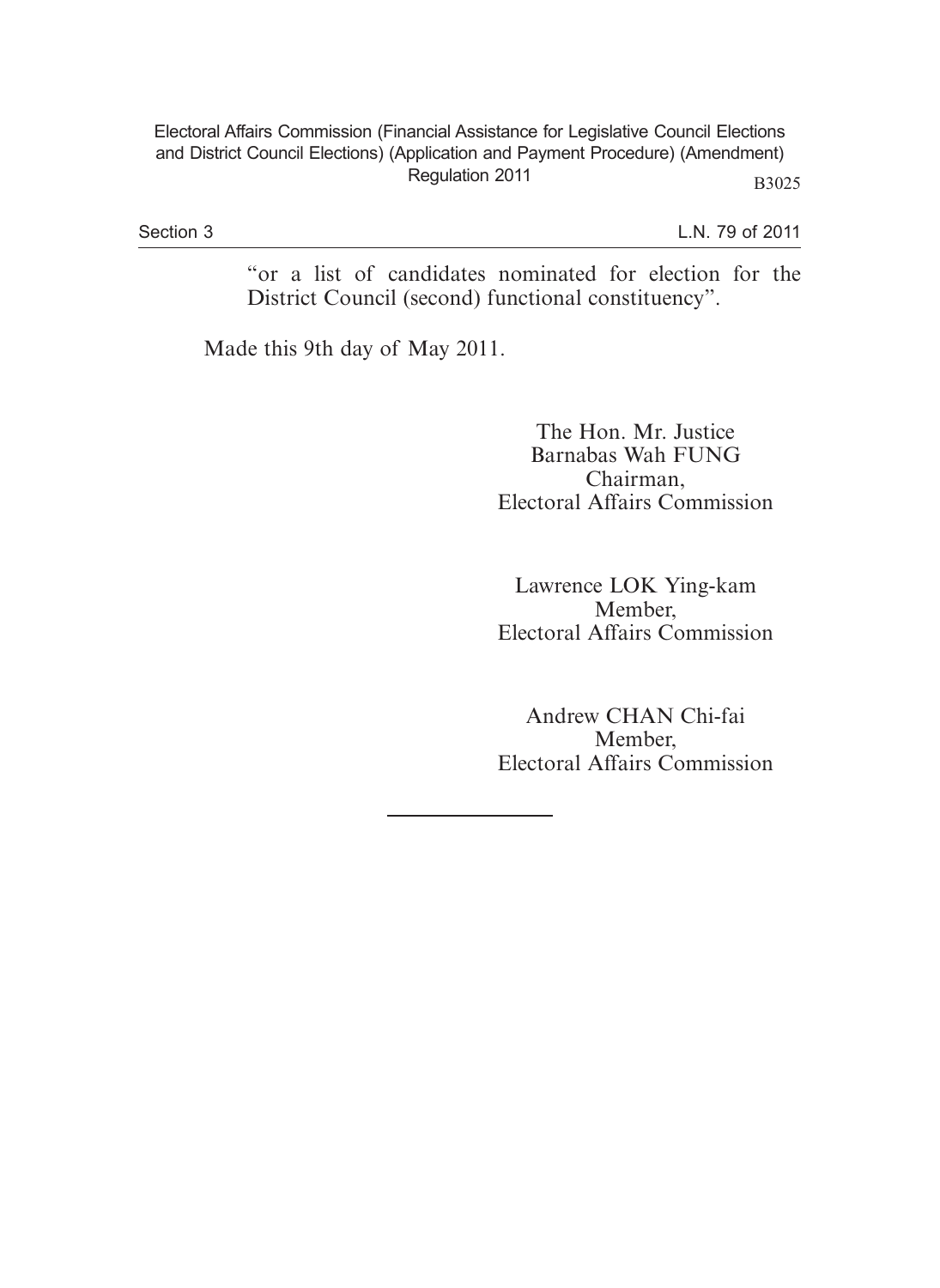"or a list of candidates nominated for election for the District Council (second) functional constituency".

Made this 9th day of May 2011.

The Hon. Mr. Justice
Barnabas Wah FUNG
Chairman,
Electoral Affairs Commission

Lawrence LOK Ying-kam
Member,
Electoral Affairs Commission

Andrew CHAN Chi-fai
Member,
Electoral Affairs Commission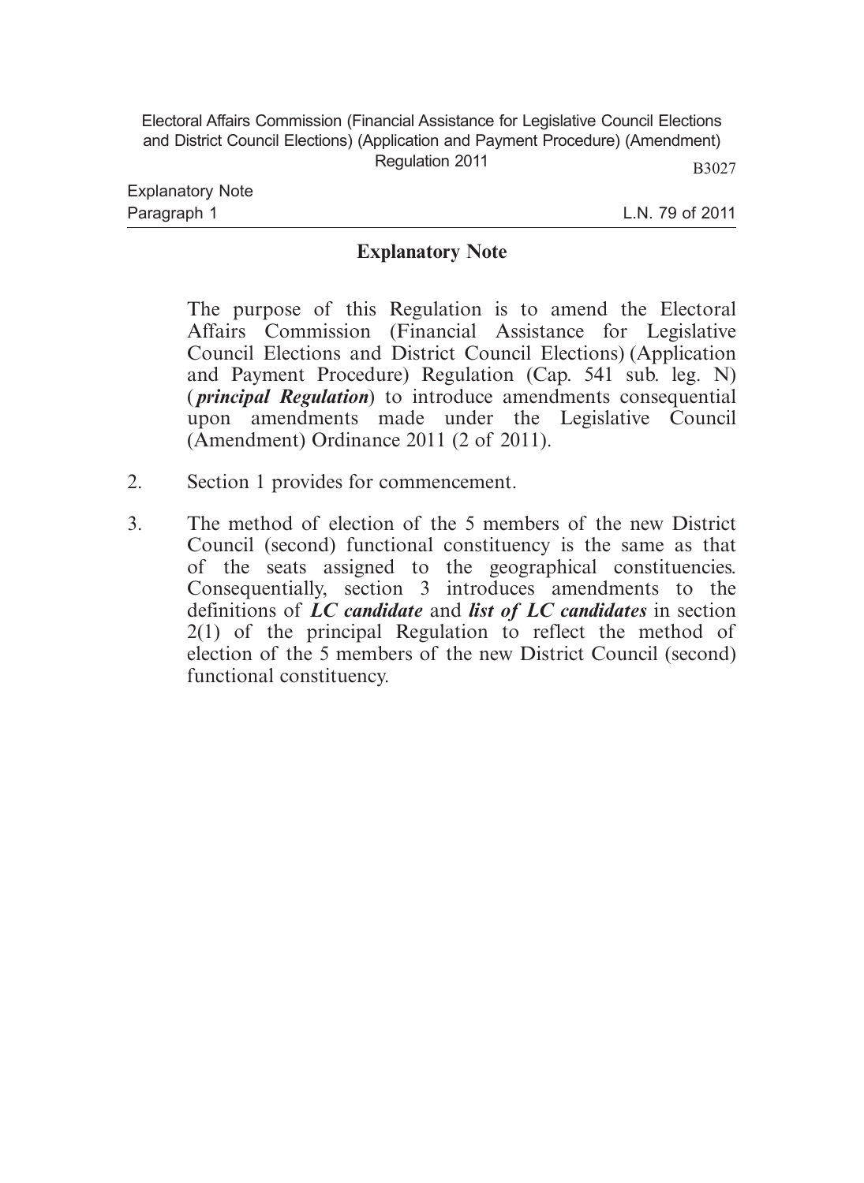## Explanatory Note

1. The purpose of this Regulation is to amend the Electoral Affairs Commission (Financial Assistance for Legislative Council Elections and District Council Elections) (Application and Payment Procedure) Regulation (Cap. 541 sub. leg. N) (***principal Regulation***) to introduce amendments consequential upon amendments made under the Legislative Council (Amendment) Ordinance 2011 (2 of 2011).

2. Section 1 provides for commencement.

3. The method of election of the 5 members of the new District Council (second) functional constituency is the same as that of the seats assigned to the geographical constituencies. Consequentially, section 3 introduces amendments to the definitions of ***LC candidate*** and ***list of LC candidates*** in section 2(1) of the principal Regulation to reflect the method of election of the 5 members of the new District Council (second) functional constituency.